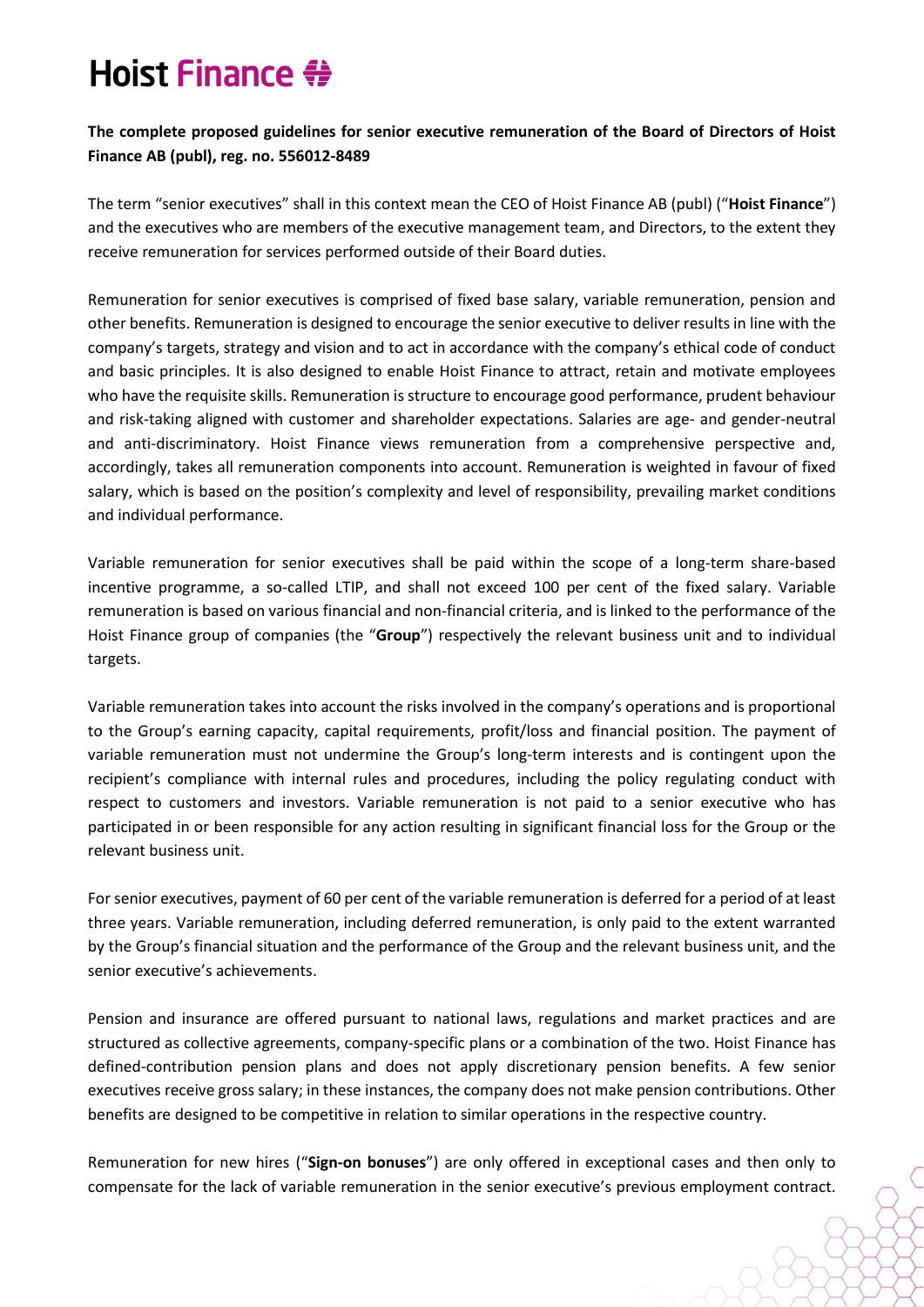**The complete proposed guidelines for senior executive remuneration of the Board of Directors of Hoist Finance AB (publ), reg. no. 556012-8489**

The term "senior executives" shall in this context mean the CEO of Hoist Finance AB (publ) ("**Hoist Finance**") and the executives who are members of the executive management team, and Directors, to the extent they receive remuneration for services performed outside of their Board duties.

Remuneration for senior executives is comprised of fixed base salary, variable remuneration, pension and other benefits. Remuneration is designed to encourage the senior executive to deliver results in line with the company's targets, strategy and vision and to act in accordance with the company's ethical code of conduct and basic principles. It is also designed to enable Hoist Finance to attract, retain and motivate employees who have the requisite skills. Remuneration is structure to encourage good performance, prudent behaviour and risk-taking aligned with customer and shareholder expectations. Salaries are age- and gender-neutral and anti-discriminatory. Hoist Finance views remuneration from a comprehensive perspective and, accordingly, takes all remuneration components into account. Remuneration is weighted in favour of fixed salary, which is based on the position's complexity and level of responsibility, prevailing market conditions and individual performance.

Variable remuneration for senior executives shall be paid within the scope of a long-term share-based incentive programme, a so-called LTIP, and shall not exceed 100 per cent of the fixed salary. Variable remuneration is based on various financial and non-financial criteria, and is linked to the performance of the Hoist Finance group of companies (the "**Group**") respectively the relevant business unit and to individual targets.

Variable remuneration takes into account the risks involved in the company's operations and is proportional to the Group's earning capacity, capital requirements, profit/loss and financial position. The payment of variable remuneration must not undermine the Group's long-term interests and is contingent upon the recipient's compliance with internal rules and procedures, including the policy regulating conduct with respect to customers and investors. Variable remuneration is not paid to a senior executive who has participated in or been responsible for any action resulting in significant financial loss for the Group or the relevant business unit.

For senior executives, payment of 60 per cent of the variable remuneration is deferred for a period of at least three years. Variable remuneration, including deferred remuneration, is only paid to the extent warranted by the Group's financial situation and the performance of the Group and the relevant business unit, and the senior executive's achievements.

Pension and insurance are offered pursuant to national laws, regulations and market practices and are structured as collective agreements, company-specific plans or a combination of the two. Hoist Finance has defined-contribution pension plans and does not apply discretionary pension benefits. A few senior executives receive gross salary; in these instances, the company does not make pension contributions. Other benefits are designed to be competitive in relation to similar operations in the respective country.

Remuneration for new hires ("**Sign-on bonuses**") are only offered in exceptional cases and then only to compensate for the lack of variable remuneration in the senior executive's previous employment contract.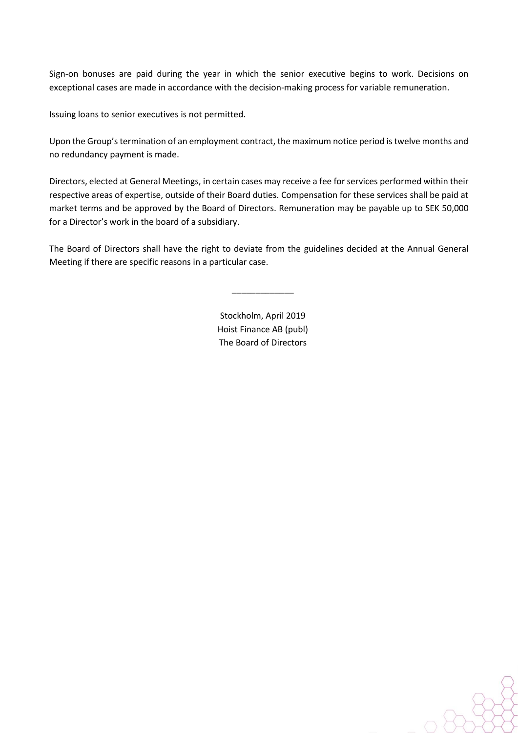Sign-on bonuses are paid during the year in which the senior executive begins to work. Decisions on exceptional cases are made in accordance with the decision-making process for variable remuneration.

Issuing loans to senior executives is not permitted.

Upon the Group's termination of an employment contract, the maximum notice period is twelve months and no redundancy payment is made.

Directors, elected at General Meetings, in certain cases may receive a fee for services performed within their respective areas of expertise, outside of their Board duties. Compensation for these services shall be paid at market terms and be approved by the Board of Directors. Remuneration may be payable up to SEK 50,000 for a Director's work in the board of a subsidiary.

The Board of Directors shall have the right to deviate from the guidelines decided at the Annual General Meeting if there are specific reasons in a particular case.

_____________

Stockholm, April 2019
Hoist Finance AB (publ)
The Board of Directors